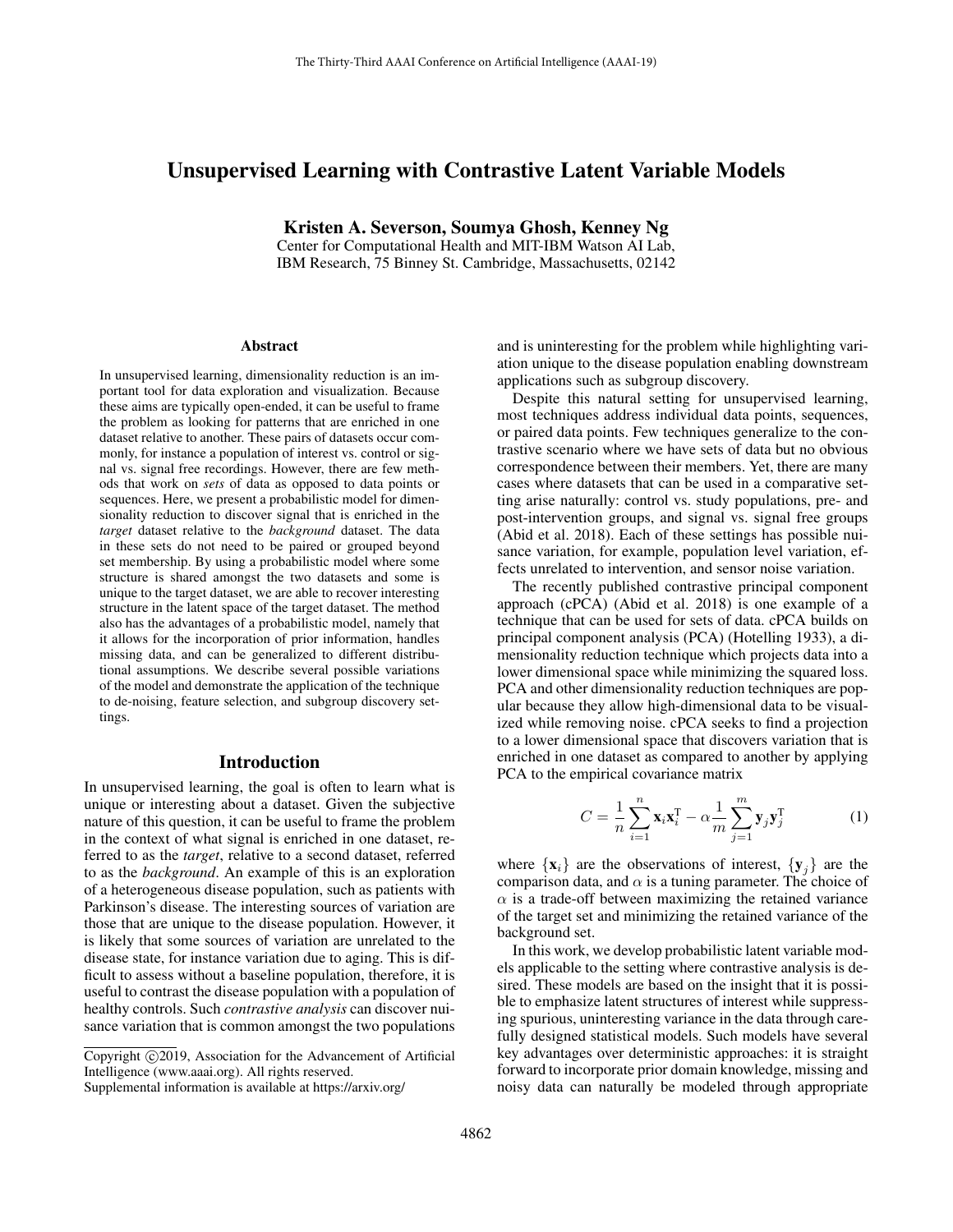# Unsupervised Learning with Contrastive Latent Variable Models

**Kristen A. Severson, Soumya Ghosh, Kenney Ng**

Center for Computational Health and MIT-IBM Watson AI Lab,
IBM Research, 75 Binney St. Cambridge, Massachusetts, 02142

### Abstract

In unsupervised learning, dimensionality reduction is an important tool for data exploration and visualization. Because these aims are typically open-ended, it can be useful to frame the problem as looking for patterns that are enriched in one dataset relative to another. These pairs of datasets occur commonly, for instance a population of interest vs. control or signal vs. signal free recordings. However, there are few methods that work on *sets* of data as opposed to data points or sequences. Here, we present a probabilistic model for dimensionality reduction to discover signal that is enriched in the *target* dataset relative to the *background* dataset. The data in these sets do not need to be paired or grouped beyond set membership. By using a probabilistic model where some structure is shared amongst the two datasets and some is unique to the target dataset, we are able to recover interesting structure in the latent space of the target dataset. The method also has the advantages of a probabilistic model, namely that it allows for the incorporation of prior information, handles missing data, and can be generalized to different distributional assumptions. We describe several possible variations of the model and demonstrate the application of the technique to de-noising, feature selection, and subgroup discovery settings.

## Introduction

In unsupervised learning, the goal is often to learn what is unique or interesting about a dataset. Given the subjective nature of this question, it can be useful to frame the problem in the context of what signal is enriched in one dataset, referred to as the *target*, relative to a second dataset, referred to as the *background*. An example of this is an exploration of a heterogeneous disease population, such as patients with Parkinson's disease. The interesting sources of variation are those that are unique to the disease population. However, it is likely that some sources of variation are unrelated to the disease state, for instance variation due to aging. This is difficult to assess without a baseline population, therefore, it is useful to contrast the disease population with a population of healthy controls. Such *contrastive analysis* can discover nuisance variation that is common amongst the two populations and is uninteresting for the problem while highlighting variation unique to the disease population enabling downstream applications such as subgroup discovery.

Despite this natural setting for unsupervised learning, most techniques address individual data points, sequences, or paired data points. Few techniques generalize to the contrastive scenario where we have sets of data but no obvious correspondence between their members. Yet, there are many cases where datasets that can be used in a comparative setting arise naturally: control vs. study populations, pre- and post-intervention groups, and signal vs. signal free groups (Abid et al. 2018). Each of these settings has possible nuisance variation, for example, population level variation, effects unrelated to intervention, and sensor noise variation.

The recently published contrastive principal component approach (cPCA) (Abid et al. 2018) is one example of a technique that can be used for sets of data. cPCA builds on principal component analysis (PCA) (Hotelling 1933), a dimensionality reduction technique which projects data into a lower dimensional space while minimizing the squared loss. PCA and other dimensionality reduction techniques are popular because they allow high-dimensional data to be visualized while removing noise. cPCA seeks to find a projection to a lower dimensional space that discovers variation that is enriched in one dataset as compared to another by applying PCA to the empirical covariance matrix

$$C = \frac{1}{n}\sum_{i=1}^{n} \mathbf{x}_i \mathbf{x}_i^{\mathrm{T}} - \alpha \frac{1}{m}\sum_{j=1}^{m} \mathbf{y}_j \mathbf{y}_j^{\mathrm{T}} \tag{1}$$

where $\{\mathbf{x}_i\}$ are the observations of interest, $\{\mathbf{y}_j\}$ are the comparison data, and $\alpha$ is a tuning parameter. The choice of $\alpha$ is a trade-off between maximizing the retained variance of the target set and minimizing the retained variance of the background set.

In this work, we develop probabilistic latent variable models applicable to the setting where contrastive analysis is desired. These models are based on the insight that it is possible to emphasize latent structures of interest while suppressing spurious, uninteresting variance in the data through carefully designed statistical models. Such models have several key advantages over deterministic approaches: it is straight forward to incorporate prior domain knowledge, missing and noisy data can naturally be modeled through appropriate

Copyright ©2019, Association for the Advancement of Artificial Intelligence (www.aaai.org). All rights reserved.
Supplemental information is available at https://arxiv.org/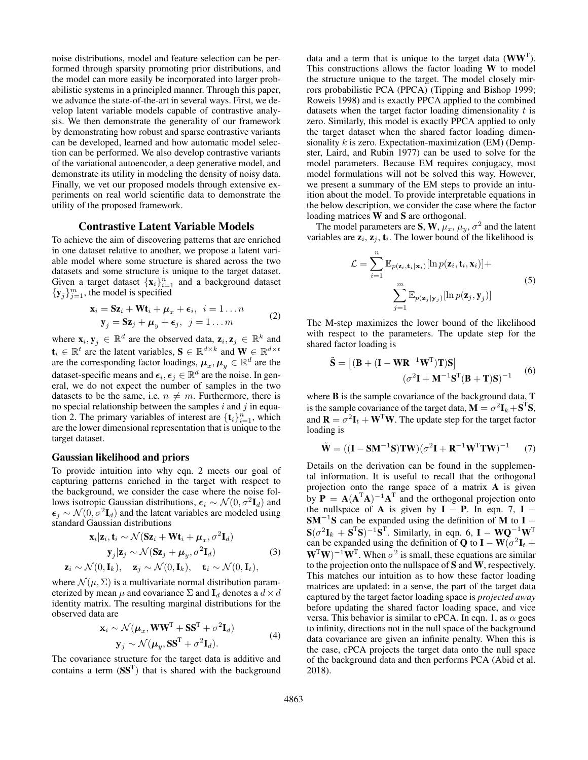noise distributions, model and feature selection can be performed through sparsity promoting prior distributions, and the model can more easily be incorporated into larger probabilistic systems in a principled manner. Through this paper, we advance the state-of-the-art in several ways. First, we develop latent variable models capable of contrastive analysis. We then demonstrate the generality of our framework by demonstrating how robust and sparse contrastive variants can be developed, learned and how automatic model selection can be performed. We also develop contrastive variants of the variational autoencoder, a deep generative model, and demonstrate its utility in modeling the density of noisy data. Finally, we vet our proposed models through extensive experiments on real world scientific data to demonstrate the utility of the proposed framework.

## Contrastive Latent Variable Models

To achieve the aim of discovering patterns that are enriched in one dataset relative to another, we propose a latent variable model where some structure is shared across the two datasets and some structure is unique to the target dataset. Given a target dataset $\{\mathbf{x}_i\}_{i=1}^n$ and a background dataset $\{\mathbf{y}_j\}_{j=1}^m$, the model is specified

$$
\begin{aligned}
\mathbf{x}_i &= \mathbf{S}\mathbf{z}_i + \mathbf{W}\mathbf{t}_i + \boldsymbol{\mu}_x + \boldsymbol{\epsilon}_i, \quad i = 1 \ldots n \\
\mathbf{y}_j &= \mathbf{S}\mathbf{z}_j + \boldsymbol{\mu}_y + \boldsymbol{\epsilon}_j, \quad j = 1 \ldots m
\end{aligned} \tag{2}
$$

where $\mathbf{x}_i, \mathbf{y}_j \in \mathbb{R}^d$ are the observed data, $\mathbf{z}_i, \mathbf{z}_j \in \mathbb{R}^k$ and $\mathbf{t}_i \in \mathbb{R}^t$ are the latent variables, $\mathbf{S} \in \mathbb{R}^{d \times k}$ and $\mathbf{W} \in \mathbb{R}^{d \times t}$ are the corresponding factor loadings, $\boldsymbol{\mu}_x, \boldsymbol{\mu}_y \in \mathbb{R}^d$ are the dataset-specific means and $\boldsymbol{\epsilon}_i, \boldsymbol{\epsilon}_j \in \mathbb{R}^d$ are the noise. In general, we do not expect the number of samples in the two datasets to be the same, i.e. $n \neq m$. Furthermore, there is no special relationship between the samples $i$ and $j$ in equation 2. The primary variables of interest are $\{\mathbf{t}_i\}_{i=1}^n$, which are the lower dimensional representation that is unique to the target dataset.

### Gaussian likelihood and priors

To provide intuition into why eqn. 2 meets our goal of capturing patterns enriched in the target with respect to the background, we consider the case where the noise follows isotropic Gaussian distributions, $\boldsymbol{\epsilon}_i \sim \mathcal{N}(0, \sigma^2 \mathbf{I}_d)$ and $\boldsymbol{\epsilon}_j \sim \mathcal{N}(0, \sigma^2 \mathbf{I}_d)$ and the latent variables are modeled using standard Gaussian distributions

$$
\begin{aligned}
\mathbf{x}_i | \mathbf{z}_i, \mathbf{t}_i &\sim \mathcal{N}(\mathbf{S}\mathbf{z}_i + \mathbf{W}\mathbf{t}_i + \boldsymbol{\mu}_x, \sigma^2 \mathbf{I}_d) \\
\mathbf{y}_j | \mathbf{z}_j &\sim \mathcal{N}(\mathbf{S}\mathbf{z}_j + \boldsymbol{\mu}_y, \sigma^2 \mathbf{I}_d) \\
\mathbf{z}_i \sim \mathcal{N}(0, \mathbf{I}_k), &\quad \mathbf{z}_j \sim \mathcal{N}(0, \mathbf{I}_k), \quad \mathbf{t}_i \sim \mathcal{N}(0, \mathbf{I}_t),
\end{aligned} \tag{3}
$$

where $\mathcal{N}(\mu, \Sigma)$ is a multivariate normal distribution parameterized by mean $\mu$ and covariance $\Sigma$ and $\mathbf{I}_d$ denotes a $d \times d$ identity matrix. The resulting marginal distributions for the observed data are

$$
\begin{aligned}
\mathbf{x}_i &\sim \mathcal{N}(\boldsymbol{\mu}_x, \mathbf{W}\mathbf{W}^{\mathrm{T}} + \mathbf{S}\mathbf{S}^{\mathrm{T}} + \sigma^2 \mathbf{I}_d) \\
\mathbf{y}_j &\sim \mathcal{N}(\boldsymbol{\mu}_y, \mathbf{S}\mathbf{S}^{\mathrm{T}} + \sigma^2 \mathbf{I}_d).
\end{aligned} \tag{4}
$$

The covariance structure for the target data is additive and contains a term ($\mathbf{S}\mathbf{S}^{\mathrm{T}}$) that is shared with the background data and a term that is unique to the target data ($\mathbf{W}\mathbf{W}^{\mathrm{T}}$). This constructions allows the factor loading $\mathbf{W}$ to model the structure unique to the target. The model closely mirrors probabilistic PCA (PPCA) (Tipping and Bishop 1999; Roweis 1998) and is exactly PPCA applied to the combined datasets when the target factor loading dimensionality $t$ is zero. Similarly, this model is exactly PPCA applied to only the target dataset when the shared factor loading dimensionality $k$ is zero. Expectation-maximization (EM) (Dempster, Laird, and Rubin 1977) can be used to solve for the model parameters. Because EM requires conjugacy, most model formulations will not be solved this way. However, we present a summary of the EM steps to provide an intuition about the model. To provide interpretable equations in the below description, we consider the case where the factor loading matrices $\mathbf{W}$ and $\mathbf{S}$ are orthogonal.

The model parameters are $\mathbf{S}$, $\mathbf{W}$, $\mu_x$, $\mu_y$, $\sigma^2$ and the latent variables are $\mathbf{z}_i$, $\mathbf{z}_j$, $\mathbf{t}_i$. The lower bound of the likelihood is

$$
\begin{aligned}
\mathcal{L} = \sum_{i=1}^{n} \mathbb{E}_{p(\mathbf{z}_i, \mathbf{t}_i | \mathbf{x}_i)} [\ln p(\mathbf{z}_i, \mathbf{t}_i, \mathbf{x}_i)] + \\
\sum_{j=1}^{m} \mathbb{E}_{p(\mathbf{z}_j | \mathbf{y}_j)} [\ln p(\mathbf{z}_j, \mathbf{y}_j)]
\end{aligned} \tag{5}
$$

The M-step maximizes the lower bound of the likelihood with respect to the parameters. The update step for the shared factor loading is

$$
\begin{aligned}
\tilde{\mathbf{S}} = \left[ (\mathbf{B} + (\mathbf{I} - \mathbf{W}\mathbf{R}^{-1}\mathbf{W}^{\mathrm{T}})\mathbf{T})\mathbf{S} \right] \\
(\sigma^2 \mathbf{I} + \mathbf{M}^{-1}\mathbf{S}^{\mathrm{T}}(\mathbf{B} + \mathbf{T})\mathbf{S})^{-1}
\end{aligned} \tag{6}
$$

where $\mathbf{B}$ is the sample covariance of the background data, $\mathbf{T}$ is the sample covariance of the target data, $\mathbf{M} = \sigma^2 \mathbf{I}_k + \mathbf{S}^{\mathrm{T}}\mathbf{S}$, and $\mathbf{R} = \sigma^2 \mathbf{I}_t + \mathbf{W}^{\mathrm{T}}\mathbf{W}$. The update step for the target factor loading is

$$
\tilde{\mathbf{W}} = ((\mathbf{I} - \mathbf{S}\mathbf{M}^{-1}\mathbf{S})\mathbf{T}\mathbf{W})(\sigma^2 \mathbf{I} + \mathbf{R}^{-1}\mathbf{W}^{\mathrm{T}}\mathbf{T}\mathbf{W})^{-1} \tag{7}
$$

Details on the derivation can be found in the supplemental information. It is useful to recall that the orthogonal projection onto the range space of a matrix $\mathbf{A}$ is given by $\mathbf{P} = \mathbf{A}(\mathbf{A}^{\mathrm{T}}\mathbf{A})^{-1}\mathbf{A}^{\mathrm{T}}$ and the orthogonal projection onto the nullspace of $\mathbf{A}$ is given by $\mathbf{I} - \mathbf{P}$. In eqn. 7, $\mathbf{I} - \mathbf{S}\mathbf{M}^{-1}\mathbf{S}$ can be expanded using the definition of $\mathbf{M}$ to $\mathbf{I} - \mathbf{S}(\sigma^2 \mathbf{I}_k + \mathbf{S}^{\mathrm{T}}\mathbf{S})^{-1}\mathbf{S}^{\mathrm{T}}$. Similarly, in eqn. 6, $\mathbf{I} - \mathbf{W}\mathbf{Q}^{-1}\mathbf{W}^{\mathrm{T}}$ can be expanded using the definition of $\mathbf{Q}$ to $\mathbf{I} - \mathbf{W}(\sigma^2 \mathbf{I}_t + \mathbf{W}^{\mathrm{T}}\mathbf{W})^{-1}\mathbf{W}^{\mathrm{T}}$. When $\sigma^2$ is small, these equations are similar to the projection onto the nullspace of $\mathbf{S}$ and $\mathbf{W}$, respectively. This matches our intuition as to how these factor loading matrices are updated: in a sense, the part of the target data captured by the target factor loading space is *projected away* before updating the shared factor loading space, and vice versa. This behavior is similar to cPCA. In eqn. 1, as $\alpha$ goes to infinity, directions not in the null space of the background data covariance are given an infinite penalty. When this is the case, cPCA projects the target data onto the null space of the background data and then performs PCA (Abid et al. 2018).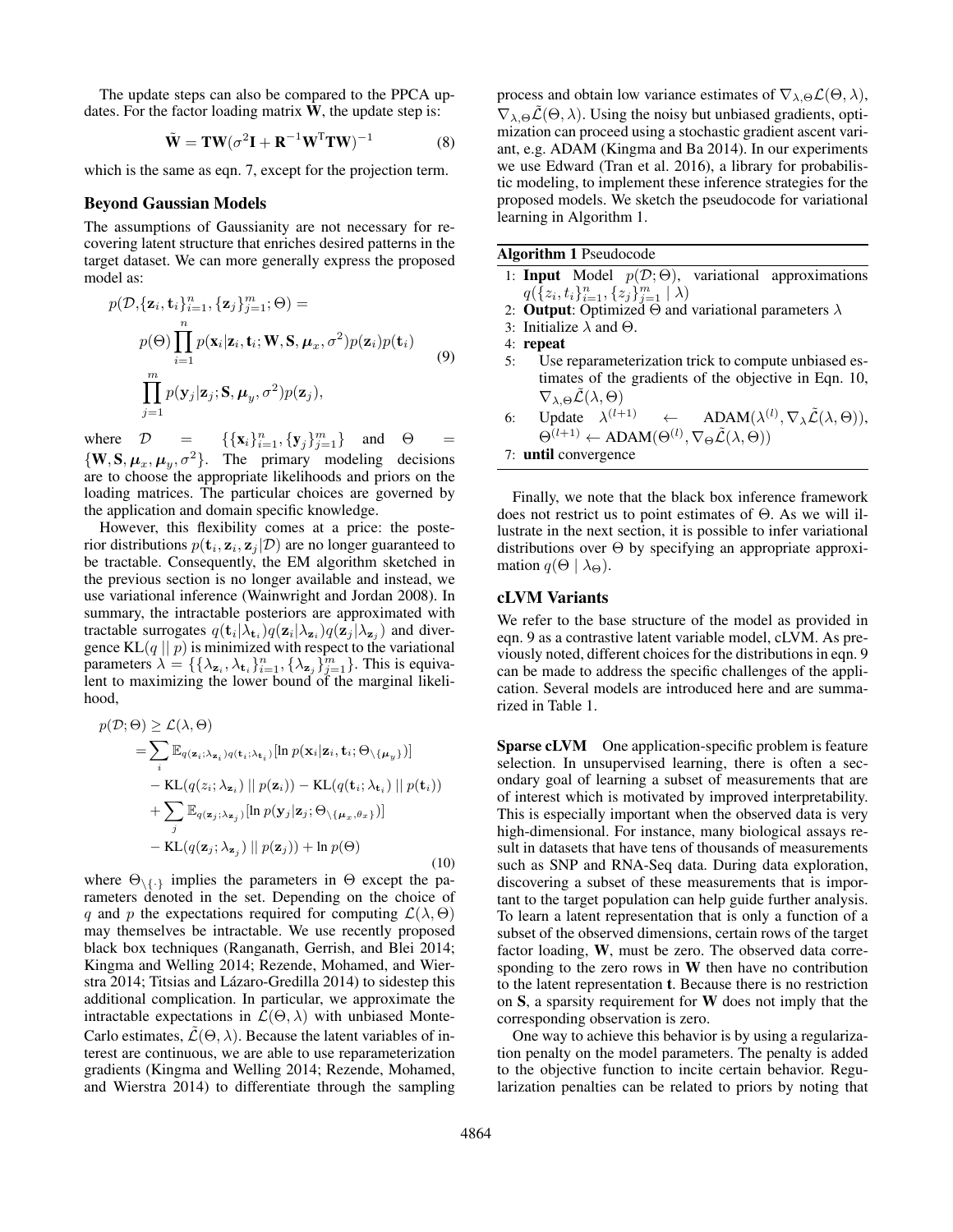The update steps can also be compared to the PPCA updates. For the factor loading matrix $\mathbf{W}$, the update step is:

$$\tilde{\mathbf{W}} = \mathbf{T}\mathbf{W}(\sigma^2\mathbf{I} + \mathbf{R}^{-1}\mathbf{W}^{\mathrm{T}}\mathbf{T}\mathbf{W})^{-1} \tag{8}$$

which is the same as eqn. 7, except for the projection term.

## Beyond Gaussian Models

The assumptions of Gaussianity are not necessary for recovering latent structure that enriches desired patterns in the target dataset. We can more generally express the proposed model as:

$$\begin{aligned} p(\mathcal{D}, \{\mathbf{z}_i, \mathbf{t}_i\}_{i=1}^n, \{\mathbf{z}_j\}_{j=1}^m; \Theta) = \\ p(\Theta) \prod_{i=1}^n p(\mathbf{x}_i | \mathbf{z}_i, \mathbf{t}_i; \mathbf{W}, \mathbf{S}, \boldsymbol{\mu}_x, \sigma^2) p(\mathbf{z}_i) p(\mathbf{t}_i) \\ \prod_{j=1}^m p(\mathbf{y}_j | \mathbf{z}_j; \mathbf{S}, \boldsymbol{\mu}_y, \sigma^2) p(\mathbf{z}_j), \end{aligned} \tag{9}$$

where $\mathcal{D} = \{\{\mathbf{x}_i\}_{i=1}^n, \{\mathbf{y}_j\}_{j=1}^m\}$ and $\Theta = \{\mathbf{W}, \mathbf{S}, \boldsymbol{\mu}_x, \boldsymbol{\mu}_y, \sigma^2\}$. The primary modeling decisions are to choose the appropriate likelihoods and priors on the loading matrices. The particular choices are governed by the application and domain specific knowledge.

However, this flexibility comes at a price: the posterior distributions $p(\mathbf{t}_i, \mathbf{z}_i, \mathbf{z}_j | \mathcal{D})$ are no longer guaranteed to be tractable. Consequently, the EM algorithm sketched in the previous section is no longer available and instead, we use variational inference (Wainwright and Jordan 2008). In summary, the intractable posteriors are approximated with tractable surrogates $q(\mathbf{t}_i|\lambda_{\mathbf{t}_i})q(\mathbf{z}_i|\lambda_{\mathbf{z}_i})q(\mathbf{z}_j|\lambda_{\mathbf{z}_j})$ and divergence $\mathrm{KL}(q \,||\, p)$ is minimized with respect to the variational parameters $\lambda = \{\{\lambda_{\mathbf{z}_i}, \lambda_{\mathbf{t}_i}\}_{i=1}^n, \{\lambda_{\mathbf{z}_j}\}_{j=1}^m\}$. This is equivalent to maximizing the lower bound of the marginal likelihood,

$$\begin{aligned} p(\mathcal{D}; \Theta) &\geq \mathcal{L}(\lambda, \Theta) \\ &= \sum_i \mathbb{E}_{q(\mathbf{z}_i; \lambda_{\mathbf{z}_i}) q(\mathbf{t}_i; \lambda_{\mathbf{t}_i})} [\ln p(\mathbf{x}_i | \mathbf{z}_i, \mathbf{t}_i; \Theta_{\setminus \{\boldsymbol{\mu}_y\}})] \\ &\quad - \mathrm{KL}(q(z_i; \lambda_{\mathbf{z}_i}) \,||\, p(\mathbf{z}_i)) - \mathrm{KL}(q(\mathbf{t}_i; \lambda_{\mathbf{t}_i}) \,||\, p(\mathbf{t}_i)) \\ &\quad + \sum_j \mathbb{E}_{q(\mathbf{z}_j; \lambda_{\mathbf{z}_j})} [\ln p(\mathbf{y}_j | \mathbf{z}_j; \Theta_{\setminus \{\boldsymbol{\mu}_x, \theta_x\}})] \\ &\quad - \mathrm{KL}(q(\mathbf{z}_j; \lambda_{\mathbf{z}_j}) \,||\, p(\mathbf{z}_j)) + \ln p(\Theta) \end{aligned} \tag{10}$$

where $\Theta_{\setminus \{\cdot\}}$ implies the parameters in $\Theta$ except the parameters denoted in the set. Depending on the choice of $q$ and $p$ the expectations required for computing $\mathcal{L}(\lambda, \Theta)$ may themselves be intractable. We use recently proposed black box techniques (Ranganath, Gerrish, and Blei 2014; Kingma and Welling 2014; Rezende, Mohamed, and Wierstra 2014; Titsias and Lázaro-Gredilla 2014) to sidestep this additional complication. In particular, we approximate the intractable expectations in $\mathcal{L}(\Theta, \lambda)$ with unbiased Monte-Carlo estimates, $\tilde{\mathcal{L}}(\Theta, \lambda)$. Because the latent variables of interest are continuous, we are able to use reparameterization gradients (Kingma and Welling 2014; Rezende, Mohamed, and Wierstra 2014) to differentiate through the sampling process and obtain low variance estimates of $\nabla_{\lambda,\Theta}\mathcal{L}(\Theta, \lambda)$, $\nabla_{\lambda,\Theta}\tilde{\mathcal{L}}(\Theta, \lambda)$. Using the noisy but unbiased gradients, optimization can proceed using a stochastic gradient ascent variant, e.g. ADAM (Kingma and Ba 2014). In our experiments we use Edward (Tran et al. 2016), a library for probabilistic modeling, to implement these inference strategies for the proposed models. We sketch the pseudocode for variational learning in Algorithm 1.

**Algorithm 1** Pseudocode

1: **Input** Model $p(\mathcal{D}; \Theta)$, variational approximations $q(\{z_i, t_i\}_{i=1}^n, \{z_j\}_{j=1}^m \mid \lambda)$
2: **Output**: Optimized $\Theta$ and variational parameters $\lambda$
3: Initialize $\lambda$ and $\Theta$.
4: **repeat**
5: Use reparameterization trick to compute unbiased estimates of the gradients of the objective in Eqn. 10, $\nabla_{\lambda,\Theta}\tilde{\mathcal{L}}(\lambda, \Theta)$
6: Update $\lambda^{(l+1)} \leftarrow \mathrm{ADAM}(\lambda^{(l)}, \nabla_\lambda \tilde{\mathcal{L}}(\lambda, \Theta))$, $\Theta^{(l+1)} \leftarrow \mathrm{ADAM}(\Theta^{(l)}, \nabla_\Theta \tilde{\mathcal{L}}(\lambda, \Theta))$
7: **until** convergence

Finally, we note that the black box inference framework does not restrict us to point estimates of $\Theta$. As we will illustrate in the next section, it is possible to infer variational distributions over $\Theta$ by specifying an appropriate approximation $q(\Theta \mid \lambda_\Theta)$.

## cLVM Variants

We refer to the base structure of the model as provided in eqn. 9 as a contrastive latent variable model, cLVM. As previously noted, different choices for the distributions in eqn. 9 can be made to address the specific challenges of the application. Several models are introduced here and are summarized in Table 1.

**Sparse cLVM** One application-specific problem is feature selection. In unsupervised learning, there is often a secondary goal of learning a subset of measurements that are of interest which is motivated by improved interpretability. This is especially important when the observed data is very high-dimensional. For instance, many biological assays result in datasets that have tens of thousands of measurements such as SNP and RNA-Seq data. During data exploration, discovering a subset of these measurements that is important to the target population can help guide further analysis. To learn a latent representation that is only a function of a subset of the observed dimensions, certain rows of the target factor loading, $\mathbf{W}$, must be zero. The observed data corresponding to the zero rows in $\mathbf{W}$ then have no contribution to the latent representation $\mathbf{t}$. Because there is no restriction on $\mathbf{S}$, a sparsity requirement for $\mathbf{W}$ does not imply that the corresponding observation is zero.

One way to achieve this behavior is by using a regularization penalty on the model parameters. The penalty is added to the objective function to incite certain behavior. Regularization penalties can be related to priors by noting that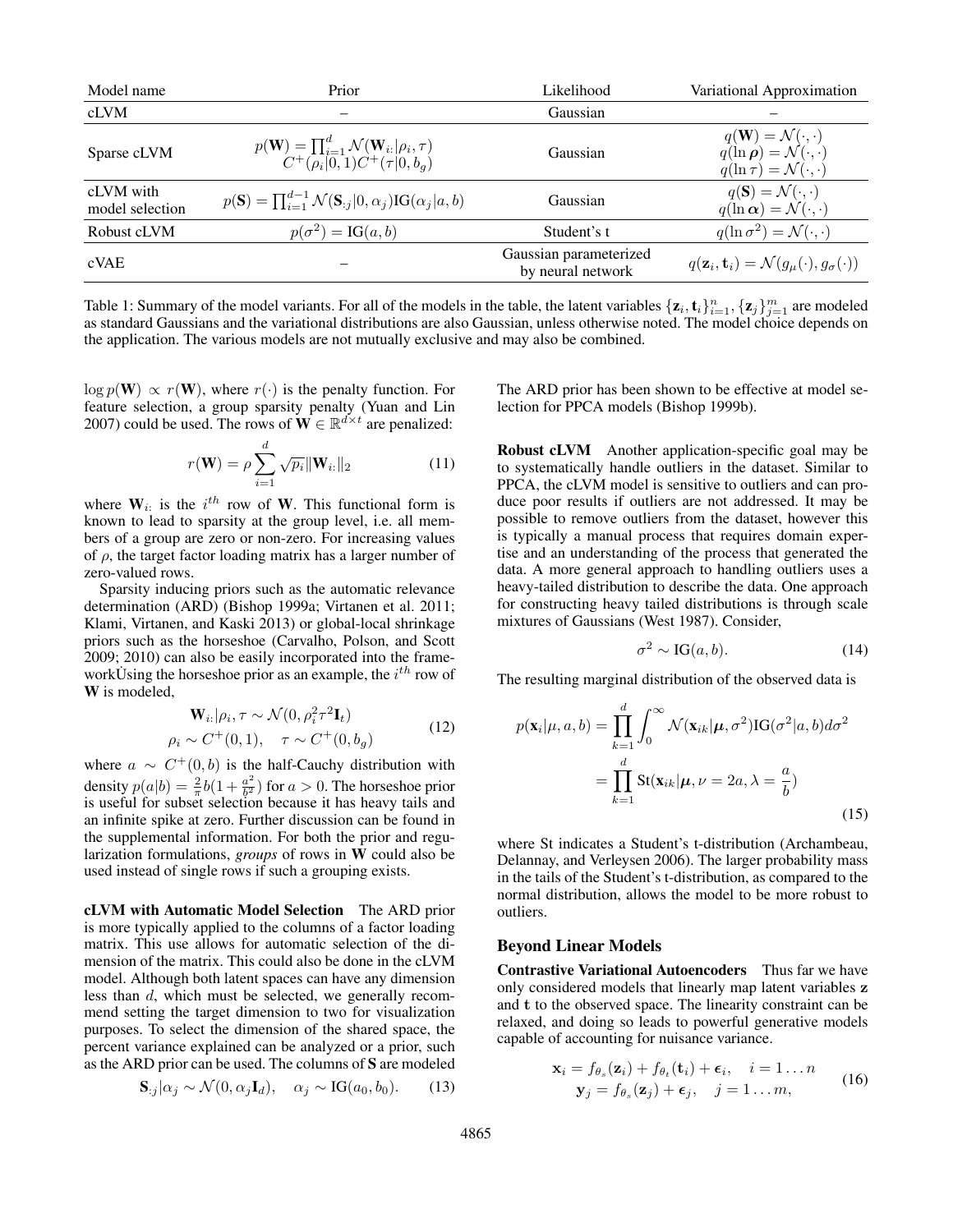| Model name | Prior | Likelihood | Variational Approximation |
|---|---|---|---|
| cLVM | – | Gaussian | – |
| Sparse cLVM | $p(\mathbf{W}) = \prod_{i=1}^{d} \mathcal{N}(\mathbf{W}_{i:}\vert\rho_i, \tau)$ $C^+(\rho_i\vert 0, 1)C^+(\tau\vert 0, b_g)$ | Gaussian | $q(\mathbf{W}) = \mathcal{N}(\cdot, \cdot)$ $q(\ln \boldsymbol{\rho}) = \mathcal{N}(\cdot, \cdot)$ $q(\ln \tau) = \mathcal{N}(\cdot, \cdot)$ |
| cLVM with model selection | $p(\mathbf{S}) = \prod_{i=1}^{d-1} \mathcal{N}(\mathbf{S}_{:j}\vert 0, \alpha_j)\text{IG}(\alpha_j\vert a, b)$ | Gaussian | $q(\mathbf{S}) = \mathcal{N}(\cdot, \cdot)$ $q(\ln \boldsymbol{\alpha}) = \mathcal{N}(\cdot, \cdot)$ |
| Robust cLVM | $p(\sigma^2) = \text{IG}(a, b)$ | Student's t | $q(\ln \sigma^2) = \mathcal{N}(\cdot, \cdot)$ |
| cVAE | – | Gaussian parameterized by neural network | $q(\mathbf{z}_i, \mathbf{t}_i) = \mathcal{N}(g_\mu(\cdot), g_\sigma(\cdot))$ |

Table 1: Summary of the model variants. For all of the models in the table, the latent variables $\{\mathbf{z}_i, \mathbf{t}_i\}_{i=1}^n, \{\mathbf{z}_j\}_{j=1}^m$ are modeled as standard Gaussians and the variational distributions are also Gaussian, unless otherwise noted. The model choice depends on the application. The various models are not mutually exclusive and may also be combined.

$\log p(\mathbf{W}) \propto r(\mathbf{W})$, where $r(\cdot)$ is the penalty function. For feature selection, a group sparsity penalty (Yuan and Lin 2007) could be used. The rows of $\mathbf{W} \in \mathbb{R}^{d\times t}$ are penalized:

$$r(\mathbf{W}) = \rho \sum_{i=1}^{d} \sqrt{p_i} \|\mathbf{W}_{i:}\|_2 \tag{11}$$

where $\mathbf{W}_{i:}$ is the $i^{th}$ row of $\mathbf{W}$. This functional form is known to lead to sparsity at the group level, i.e. all members of a group are zero or non-zero. For increasing values of $\rho$, the target factor loading matrix has a larger number of zero-valued rows.

Sparsity inducing priors such as the automatic relevance determination (ARD) (Bishop 1999a; Virtanen et al. 2011; Klami, Virtanen, and Kaski 2013) or global-local shrinkage priors such as the horseshoe (Carvalho, Polson, and Scott 2009; 2010) can also be easily incorporated into the frameworkÜsing the horseshoe prior as an example, the $i^{th}$ row of $\mathbf{W}$ is modeled,

$$\begin{aligned} \mathbf{W}_{i:}\vert\rho_i, \tau &\sim \mathcal{N}(0, \rho_i^2\tau^2\mathbf{I}_t) \\ \rho_i \sim C^+(0, 1), &\quad \tau \sim C^+(0, b_g) \end{aligned} \tag{12}$$

where $a \sim C^+(0, b)$ is the half-Cauchy distribution with density $p(a\vert b) = \frac{2}{\pi}b(1 + \frac{a^2}{b^2})$ for $a > 0$. The horseshoe prior is useful for subset selection because it has heavy tails and an infinite spike at zero. Further discussion can be found in the supplemental information. For both the prior and regularization formulations, *groups* of rows in $\mathbf{W}$ could also be used instead of single rows if such a grouping exists.

**cLVM with Automatic Model Selection** The ARD prior is more typically applied to the columns of a factor loading matrix. This use allows for automatic selection of the dimension of the matrix. This could also be done in the cLVM model. Although both latent spaces can have any dimension less than $d$, which must be selected, we generally recommend setting the target dimension to two for visualization purposes. To select the dimension of the shared space, the percent variance explained can be analyzed or a prior, such as the ARD prior can be used. The columns of $\mathbf{S}$ are modeled

$$\mathbf{S}_{:j}\vert\alpha_j \sim \mathcal{N}(0, \alpha_j\mathbf{I}_d), \quad \alpha_j \sim \text{IG}(a_0, b_0). \tag{13}$$

The ARD prior has been shown to be effective at model selection for PPCA models (Bishop 1999b).

**Robust cLVM** Another application-specific goal may be to systematically handle outliers in the dataset. Similar to PPCA, the cLVM model is sensitive to outliers and can produce poor results if outliers are not addressed. It may be possible to remove outliers from the dataset, however this is typically a manual process that requires domain expertise and an understanding of the process that generated the data. A more general approach to handling outliers uses a heavy-tailed distribution to describe the data. One approach for constructing heavy tailed distributions is through scale mixtures of Gaussians (West 1987). Consider,

$$\sigma^2 \sim \text{IG}(a, b). \tag{14}$$

The resulting marginal distribution of the observed data is

$$\begin{aligned} p(\mathbf{x}_i\vert\mu, a, b) &= \prod_{k=1}^{d} \int_0^\infty \mathcal{N}(\mathbf{x}_{ik}\vert\boldsymbol{\mu}, \sigma^2)\text{IG}(\sigma^2\vert a, b)d\sigma^2 \\ &= \prod_{k=1}^{d} \text{St}(\mathbf{x}_{ik}\vert\boldsymbol{\mu}, \nu = 2a, \lambda = \frac{a}{b}) \end{aligned} \tag{15}$$

where St indicates a Student's t-distribution (Archambeau, Delannay, and Verleysen 2006). The larger probability mass in the tails of the Student's t-distribution, as compared to the normal distribution, allows the model to be more robust to outliers.

### Beyond Linear Models

**Contrastive Variational Autoencoders** Thus far we have only considered models that linearly map latent variables $\mathbf{z}$ and $\mathbf{t}$ to the observed space. The linearity constraint can be relaxed, and doing so leads to powerful generative models capable of accounting for nuisance variance.

$$\begin{aligned} \mathbf{x}_i &= f_{\theta_s}(\mathbf{z}_i) + f_{\theta_t}(\mathbf{t}_i) + \boldsymbol{\epsilon}_i, \quad i = 1 \ldots n \\ \mathbf{y}_j &= f_{\theta_s}(\mathbf{z}_j) + \boldsymbol{\epsilon}_j, \quad j = 1 \ldots m, \end{aligned} \tag{16}$$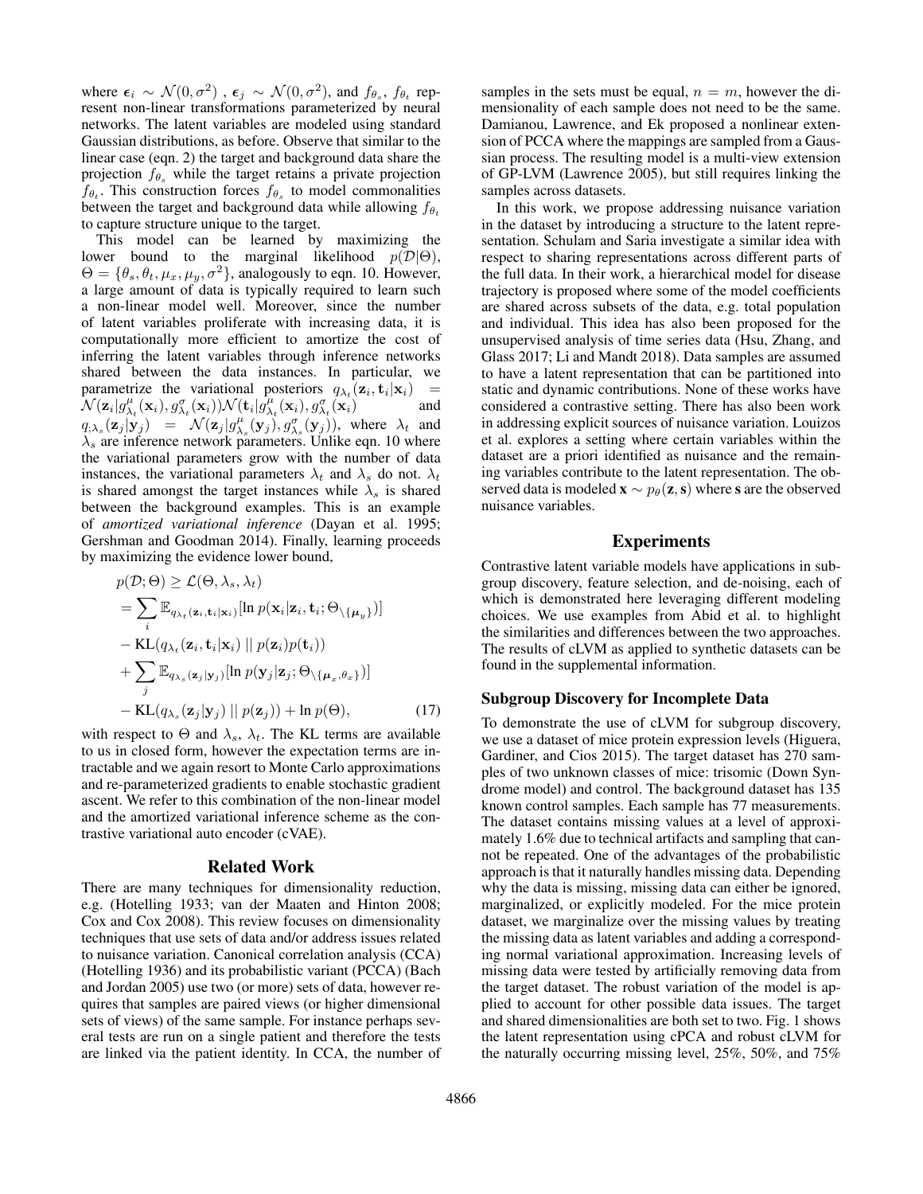where $\epsilon_i \sim \mathcal{N}(0, \sigma^2)$ , $\epsilon_j \sim \mathcal{N}(0, \sigma^2)$, and $f_{\theta_s}$, $f_{\theta_t}$ represent non-linear transformations parameterized by neural networks. The latent variables are modeled using standard Gaussian distributions, as before. Observe that similar to the linear case (eqn. 2) the target and background data share the projection $f_{\theta_s}$ while the target retains a private projection $f_{\theta_t}$. This construction forces $f_{\theta_s}$ to model commonalities between the target and background data while allowing $f_{\theta_t}$ to capture structure unique to the target.

This model can be learned by maximizing the lower bound to the marginal likelihood $p(\mathcal{D}|\Theta)$, $\Theta = \{\theta_s, \theta_t, \mu_x, \mu_y, \sigma^2\}$, analogously to eqn. 10. However, a large amount of data is typically required to learn such a non-linear model well. Moreover, since the number of latent variables proliferate with increasing data, it is computationally more efficient to amortize the cost of inferring the latent variables through inference networks shared between the data instances. In particular, we parametrize the variational posteriors $q_{\lambda_t}(\mathbf{z}_i, \mathbf{t}_i|\mathbf{x}_i) = \mathcal{N}(\mathbf{z}_i|g^{\mu}_{\lambda_t}(\mathbf{x}_i), g^{\sigma}_{\lambda_t}(\mathbf{x}_i))\mathcal{N}(\mathbf{t}_i|g^{\mu}_{\lambda_t}(\mathbf{x}_i), g^{\sigma}_{\lambda_t}(\mathbf{x}_i))$ and $q_{\lambda_s}(\mathbf{z}_j|\mathbf{y}_j) = \mathcal{N}(\mathbf{z}_j|g^{\mu}_{\lambda_s}(\mathbf{y}_j), g^{\sigma}_{\lambda_s}(\mathbf{y}_j))$, where $\lambda_t$ and $\lambda_s$ are inference network parameters. Unlike eqn. 10 where the variational parameters grow with the number of data instances, the variational parameters $\lambda_t$ and $\lambda_s$ do not. $\lambda_t$ is shared amongst the target instances while $\lambda_s$ is shared between the background examples. This is an example of *amortized variational inference* (Dayan et al. 1995; Gershman and Goodman 2014). Finally, learning proceeds by maximizing the evidence lower bound,

$$
\begin{aligned}
p(\mathcal{D}; \Theta) &\geq \mathcal{L}(\Theta, \lambda_s, \lambda_t) \\
&= \sum_i \mathbb{E}_{q_{\lambda_t}(\mathbf{z}_i, \mathbf{t}_i|\mathbf{x}_i)}[\ln p(\mathbf{x}_i|\mathbf{z}_i, \mathbf{t}_i; \Theta_{\setminus\{\boldsymbol{\mu}_y\}})] \\
&- \text{KL}(q_{\lambda_t}(\mathbf{z}_i, \mathbf{t}_i|\mathbf{x}_i) \mid\mid p(\mathbf{z}_i)p(\mathbf{t}_i)) \\
&+ \sum_j \mathbb{E}_{q_{\lambda_s}(\mathbf{z}_j|\mathbf{y}_j)}[\ln p(\mathbf{y}_j|\mathbf{z}_j; \Theta_{\setminus\{\boldsymbol{\mu}_x, \theta_x\}})] \\
&- \text{KL}(q_{\lambda_s}(\mathbf{z}_j|\mathbf{y}_j) \mid\mid p(\mathbf{z}_j)) + \ln p(\Theta),
\end{aligned} \tag{17}
$$

with respect to $\Theta$ and $\lambda_s$, $\lambda_t$. The KL terms are available to us in closed form, however the expectation terms are intractable and we again resort to Monte Carlo approximations and re-parameterized gradients to enable stochastic gradient ascent. We refer to this combination of the non-linear model and the amortized variational inference scheme as the contrastive variational auto encoder (cVAE).

## Related Work

There are many techniques for dimensionality reduction, e.g. (Hotelling 1933; van der Maaten and Hinton 2008; Cox and Cox 2008). This review focuses on dimensionality techniques that use sets of data and/or address issues related to nuisance variation. Canonical correlation analysis (CCA) (Hotelling 1936) and its probabilistic variant (PCCA) (Bach and Jordan 2005) use two (or more) sets of data, however requires that samples are paired views (or higher dimensional sets of views) of the same sample. For instance perhaps several tests are run on a single patient and therefore the tests are linked via the patient identity. In CCA, the number of samples in the sets must be equal, $n = m$, however the dimensionality of each sample does not need to be the same. Damianou, Lawrence, and Ek proposed a nonlinear extension of PCCA where the mappings are sampled from a Gaussian process. The resulting model is a multi-view extension of GP-LVM (Lawrence 2005), but still requires linking the samples across datasets.

In this work, we propose addressing nuisance variation in the dataset by introducing a structure to the latent representation. Schulam and Saria investigate a similar idea with respect to sharing representations across different parts of the full data. In their work, a hierarchical model for disease trajectory is proposed where some of the model coefficients are shared across subsets of the data, e.g. total population and individual. This idea has also been proposed for the unsupervised analysis of time series data (Hsu, Zhang, and Glass 2017; Li and Mandt 2018). Data samples are assumed to have a latent representation that can be partitioned into static and dynamic contributions. None of these works have considered a contrastive setting. There has also been work in addressing explicit sources of nuisance variation. Louizos et al. explores a setting where certain variables within the dataset are a priori identified as nuisance and the remaining variables contribute to the latent representation. The observed data is modeled $\mathbf{x} \sim p_\theta(\mathbf{z}, \mathbf{s})$ where $\mathbf{s}$ are the observed nuisance variables.

## Experiments

Contrastive latent variable models have applications in subgroup discovery, feature selection, and de-noising, each of which is demonstrated here leveraging different modeling choices. We use examples from Abid et al. to highlight the similarities and differences between the two approaches. The results of cLVM as applied to synthetic datasets can be found in the supplemental information.

### Subgroup Discovery for Incomplete Data

To demonstrate the use of cLVM for subgroup discovery, we use a dataset of mice protein expression levels (Higuera, Gardiner, and Cios 2015). The target dataset has 270 samples of two unknown classes of mice: trisomic (Down Syndrome model) and control. The background dataset has 135 known control samples. Each sample has 77 measurements. The dataset contains missing values at a level of approximately 1.6% due to technical artifacts and sampling that cannot be repeated. One of the advantages of the probabilistic approach is that it naturally handles missing data. Depending why the data is missing, missing data can either be ignored, marginalized, or explicitly modeled. For the mice protein dataset, we marginalize over the missing values by treating the missing data as latent variables and adding a corresponding normal variational approximation. Increasing levels of missing data were tested by artificially removing data from the target dataset. The robust variation of the model is applied to account for other possible data issues. The target and shared dimensionalities are both set to two. Fig. 1 shows the latent representation using cPCA and robust cLVM for the naturally occurring missing level, 25%, 50%, and 75%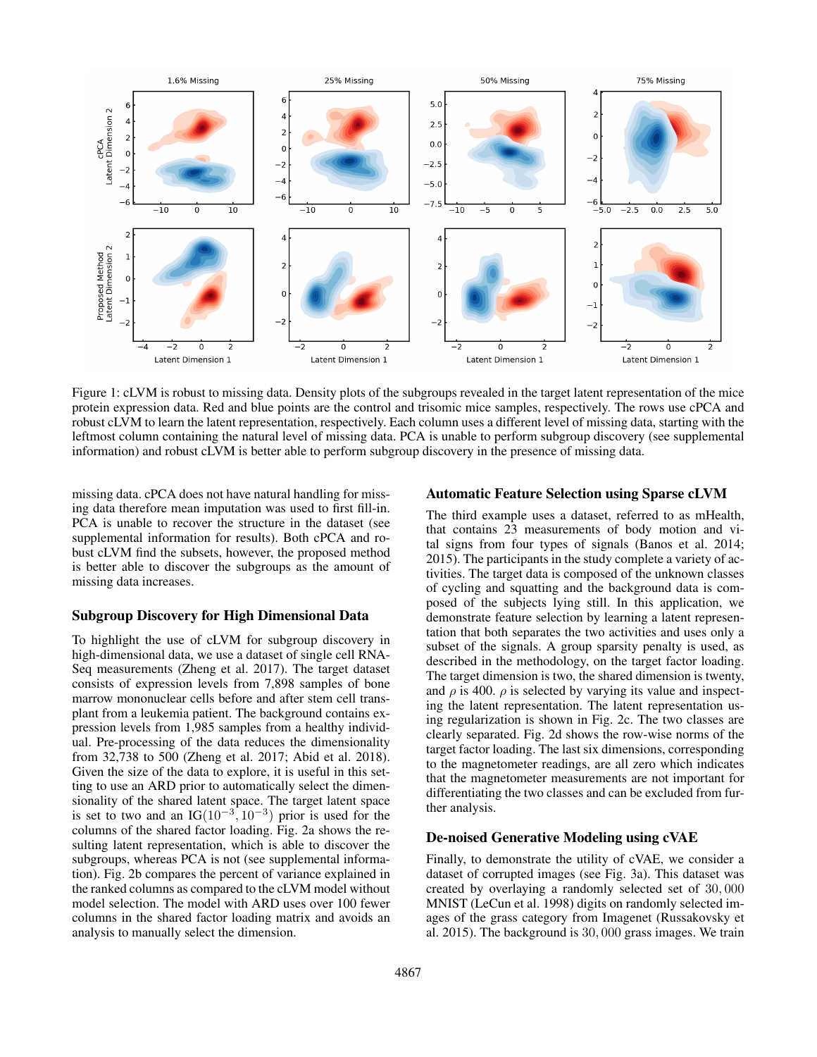Figure 1: cLVM is robust to missing data. Density plots of the subgroups revealed in the target latent representation of the mice protein expression data. Red and blue points are the control and trisomic mice samples, respectively. The rows use cPCA and robust cLVM to learn the latent representation, respectively. Each column uses a different level of missing data, starting with the leftmost column containing the natural level of missing data. PCA is unable to perform subgroup discovery (see supplemental information) and robust cLVM is better able to perform subgroup discovery in the presence of missing data.

missing data. cPCA does not have natural handling for missing data therefore mean imputation was used to first fill-in. PCA is unable to recover the structure in the dataset (see supplemental information for results). Both cPCA and robust cLVM find the subsets, however, the proposed method is better able to discover the subgroups as the amount of missing data increases.

### Subgroup Discovery for High Dimensional Data

To highlight the use of cLVM for subgroup discovery in high-dimensional data, we use a dataset of single cell RNA-Seq measurements (Zheng et al. 2017). The target dataset consists of expression levels from 7,898 samples of bone marrow mononuclear cells before and after stem cell transplant from a leukemia patient. The background contains expression levels from 1,985 samples from a healthy individual. Pre-processing of the data reduces the dimensionality from 32,738 to 500 (Zheng et al. 2017; Abid et al. 2018). Given the size of the data to explore, it is useful in this setting to use an ARD prior to automatically select the dimensionality of the shared latent space. The target latent space is set to two and an $\text{IG}(10^{-3}, 10^{-3})$ prior is used for the columns of the shared factor loading. Fig. 2a shows the resulting latent representation, which is able to discover the subgroups, whereas PCA is not (see supplemental information). Fig. 2b compares the percent of variance explained in the ranked columns as compared to the cLVM model without model selection. The model with ARD uses over 100 fewer columns in the shared factor loading matrix and avoids an analysis to manually select the dimension.

### Automatic Feature Selection using Sparse cLVM

The third example uses a dataset, referred to as mHealth, that contains 23 measurements of body motion and vital signs from four types of signals (Banos et al. 2014; 2015). The participants in the study complete a variety of activities. The target data is composed of the unknown classes of cycling and squatting and the background data is composed of the subjects lying still. In this application, we demonstrate feature selection by learning a latent representation that both separates the two activities and uses only a subset of the signals. A group sparsity penalty is used, as described in the methodology, on the target factor loading. The target dimension is two, the shared dimension is twenty, and $\rho$ is 400. $\rho$ is selected by varying its value and inspecting the latent representation. The latent representation using regularization is shown in Fig. 2c. The two classes are clearly separated. Fig. 2d shows the row-wise norms of the target factor loading. The last six dimensions, corresponding to the magnetometer readings, are all zero which indicates that the magnetometer measurements are not important for differentiating the two classes and can be excluded from further analysis.

### De-noised Generative Modeling using cVAE

Finally, to demonstrate the utility of cVAE, we consider a dataset of corrupted images (see Fig. 3a). This dataset was created by overlaying a randomly selected set of $30,000$ MNIST (LeCun et al. 1998) digits on randomly selected images of the grass category from Imagenet (Russakovsky et al. 2015). The background is $30,000$ grass images. We train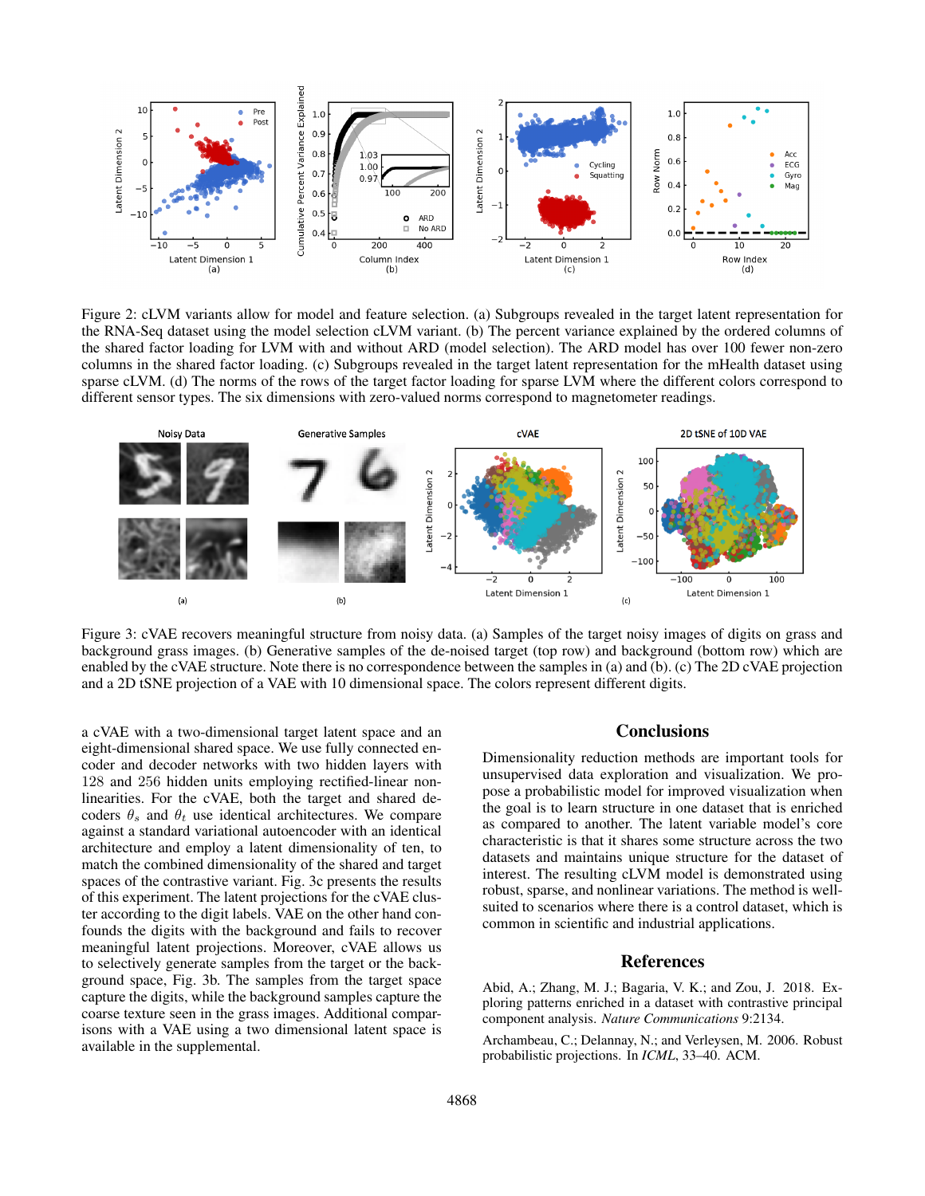Figure 2: cLVM variants allow for model and feature selection. (a) Subgroups revealed in the target latent representation for the RNA-Seq dataset using the model selection cLVM variant. (b) The percent variance explained by the ordered columns of the shared factor loading for LVM with and without ARD (model selection). The ARD model has over 100 fewer non-zero columns in the shared factor loading. (c) Subgroups revealed in the target latent representation for the mHealth dataset using sparse cLVM. (d) The norms of the rows of the target factor loading for sparse LVM where the different colors correspond to different sensor types. The six dimensions with zero-valued norms correspond to magnetometer readings.

Figure 3: cVAE recovers meaningful structure from noisy data. (a) Samples of the target noisy images of digits on grass and background grass images. (b) Generative samples of the de-noised target (top row) and background (bottom row) which are enabled by the cVAE structure. Note there is no correspondence between the samples in (a) and (b). (c) The 2D cVAE projection and a 2D tSNE projection of a VAE with 10 dimensional space. The colors represent different digits.

a cVAE with a two-dimensional target latent space and an eight-dimensional shared space. We use fully connected encoder and decoder networks with two hidden layers with 128 and 256 hidden units employing rectified-linear nonlinearities. For the cVAE, both the target and shared decoders $\theta_s$ and $\theta_t$ use identical architectures. We compare against a standard variational autoencoder with an identical architecture and employ a latent dimensionality of ten, to match the combined dimensionality of the shared and target spaces of the contrastive variant. Fig. 3c presents the results of this experiment. The latent projections for the cVAE cluster according to the digit labels. VAE on the other hand confounds the digits with the background and fails to recover meaningful latent projections. Moreover, cVAE allows us to selectively generate samples from the target or the background space, Fig. 3b. The samples from the target space capture the digits, while the background samples capture the coarse texture seen in the grass images. Additional comparisons with a VAE using a two dimensional latent space is available in the supplemental.

## Conclusions

Dimensionality reduction methods are important tools for unsupervised data exploration and visualization. We propose a probabilistic model for improved visualization when the goal is to learn structure in one dataset that is enriched as compared to another. The latent variable model's core characteristic is that it shares some structure across the two datasets and maintains unique structure for the dataset of interest. The resulting cLVM model is demonstrated using robust, sparse, and nonlinear variations. The method is well-suited to scenarios where there is a control dataset, which is common in scientific and industrial applications.

## References

Abid, A.; Zhang, M. J.; Bagaria, V. K.; and Zou, J. 2018. Exploring patterns enriched in a dataset with contrastive principal component analysis. *Nature Communications* 9:2134.

Archambeau, C.; Delannay, N.; and Verleysen, M. 2006. Robust probabilistic projections. In *ICML*, 33–40. ACM.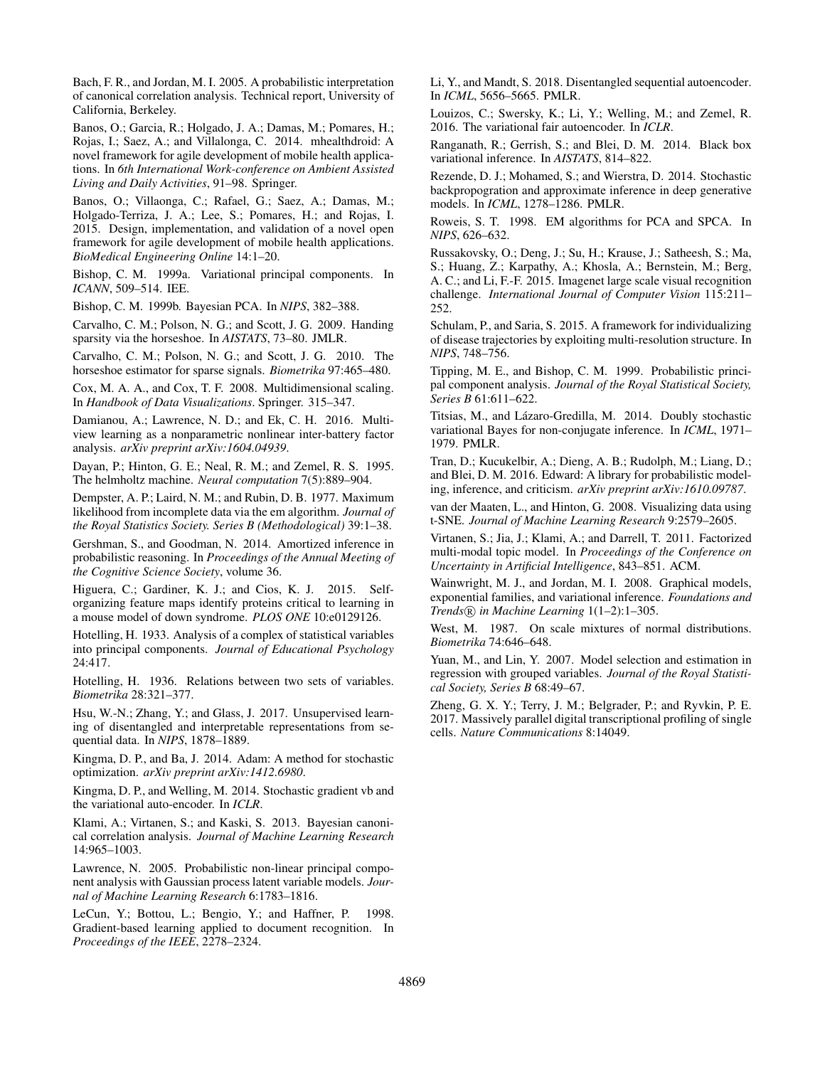Bach, F. R., and Jordan, M. I. 2005. A probabilistic interpretation of canonical correlation analysis. Technical report, University of California, Berkeley.

Banos, O.; Garcia, R.; Holgado, J. A.; Damas, M.; Pomares, H.; Rojas, I.; Saez, A.; and Villalonga, C. 2014. mhealthdroid: A novel framework for agile development of mobile health applications. In *6th International Work-conference on Ambient Assisted Living and Daily Activities*, 91–98. Springer.

Banos, O.; Villaonga, C.; Rafael, G.; Saez, A.; Damas, M.; Holgado-Terriza, J. A.; Lee, S.; Pomares, H.; and Rojas, I. 2015. Design, implementation, and validation of a novel open framework for agile development of mobile health applications. *BioMedical Engineering Online* 14:1–20.

Bishop, C. M. 1999a. Variational principal components. In *ICANN*, 509–514. IEE.

Bishop, C. M. 1999b. Bayesian PCA. In *NIPS*, 382–388.

Carvalho, C. M.; Polson, N. G.; and Scott, J. G. 2009. Handing sparsity via the horseshoe. In *AISTATS*, 73–80. JMLR.

Carvalho, C. M.; Polson, N. G.; and Scott, J. G. 2010. The horseshoe estimator for sparse signals. *Biometrika* 97:465–480.

Cox, M. A. A., and Cox, T. F. 2008. Multidimensional scaling. In *Handbook of Data Visualizations*. Springer. 315–347.

Damianou, A.; Lawrence, N. D.; and Ek, C. H. 2016. Multi-view learning as a nonparametric nonlinear inter-battery factor analysis. *arXiv preprint arXiv:1604.04939*.

Dayan, P.; Hinton, G. E.; Neal, R. M.; and Zemel, R. S. 1995. The helmholtz machine. *Neural computation* 7(5):889–904.

Dempster, A. P.; Laird, N. M.; and Rubin, D. B. 1977. Maximum likelihood from incomplete data via the em algorithm. *Journal of the Royal Statistics Society. Series B (Methodological)* 39:1–38.

Gershman, S., and Goodman, N. 2014. Amortized inference in probabilistic reasoning. In *Proceedings of the Annual Meeting of the Cognitive Science Society*, volume 36.

Higuera, C.; Gardiner, K. J.; and Cios, K. J. 2015. Self-organizing feature maps identify proteins critical to learning in a mouse model of down syndrome. *PLOS ONE* 10:e0129126.

Hotelling, H. 1933. Analysis of a complex of statistical variables into principal components. *Journal of Educational Psychology* 24:417.

Hotelling, H. 1936. Relations between two sets of variables. *Biometrika* 28:321–377.

Hsu, W.-N.; Zhang, Y.; and Glass, J. 2017. Unsupervised learning of disentangled and interpretable representations from sequential data. In *NIPS*, 1878–1889.

Kingma, D. P., and Ba, J. 2014. Adam: A method for stochastic optimization. *arXiv preprint arXiv:1412.6980*.

Kingma, D. P., and Welling, M. 2014. Stochastic gradient vb and the variational auto-encoder. In *ICLR*.

Klami, A.; Virtanen, S.; and Kaski, S. 2013. Bayesian canonical correlation analysis. *Journal of Machine Learning Research* 14:965–1003.

Lawrence, N. 2005. Probabilistic non-linear principal component analysis with Gaussian process latent variable models. *Journal of Machine Learning Research* 6:1783–1816.

LeCun, Y.; Bottou, L.; Bengio, Y.; and Haffner, P. 1998. Gradient-based learning applied to document recognition. In *Proceedings of the IEEE*, 2278–2324.

Li, Y., and Mandt, S. 2018. Disentangled sequential autoencoder. In *ICML*, 5656–5665. PMLR.

Louizos, C.; Swersky, K.; Li, Y.; Welling, M.; and Zemel, R. 2016. The variational fair autoencoder. In *ICLR*.

Ranganath, R.; Gerrish, S.; and Blei, D. M. 2014. Black box variational inference. In *AISTATS*, 814–822.

Rezende, D. J.; Mohamed, S.; and Wierstra, D. 2014. Stochastic backpropogration and approximate inference in deep generative models. In *ICML*, 1278–1286. PMLR.

Roweis, S. T. 1998. EM algorithms for PCA and SPCA. In *NIPS*, 626–632.

Russakovsky, O.; Deng, J.; Su, H.; Krause, J.; Satheesh, S.; Ma, S.; Huang, Z.; Karpathy, A.; Khosla, A.; Bernstein, M.; Berg, A. C.; and Li, F.-F. 2015. Imagenet large scale visual recognition challenge. *International Journal of Computer Vision* 115:211–252.

Schulam, P., and Saria, S. 2015. A framework for individualizing of disease trajectories by exploiting multi-resolution structure. In *NIPS*, 748–756.

Tipping, M. E., and Bishop, C. M. 1999. Probabilistic principal component analysis. *Journal of the Royal Statistical Society, Series B* 61:611–622.

Titsias, M., and Lázaro-Gredilla, M. 2014. Doubly stochastic variational Bayes for non-conjugate inference. In *ICML*, 1971–1979. PMLR.

Tran, D.; Kucukelbir, A.; Dieng, A. B.; Rudolph, M.; Liang, D.; and Blei, D. M. 2016. Edward: A library for probabilistic modeling, inference, and criticism. *arXiv preprint arXiv:1610.09787*.

van der Maaten, L., and Hinton, G. 2008. Visualizing data using t-SNE. *Journal of Machine Learning Research* 9:2579–2605.

Virtanen, S.; Jia, J.; Klami, A.; and Darrell, T. 2011. Factorized multi-modal topic model. In *Proceedings of the Conference on Uncertainty in Artificial Intelligence*, 843–851. ACM.

Wainwright, M. J., and Jordan, M. I. 2008. Graphical models, exponential families, and variational inference. *Foundations and Trends® in Machine Learning* 1(1–2):1–305.

West, M. 1987. On scale mixtures of normal distributions. *Biometrika* 74:646–648.

Yuan, M., and Lin, Y. 2007. Model selection and estimation in regression with grouped variables. *Journal of the Royal Statistical Society, Series B* 68:49–67.

Zheng, G. X. Y.; Terry, J. M.; Belgrader, P.; and Ryvkin, P. E. 2017. Massively parallel digital transcriptional profiling of single cells. *Nature Communications* 8:14049.